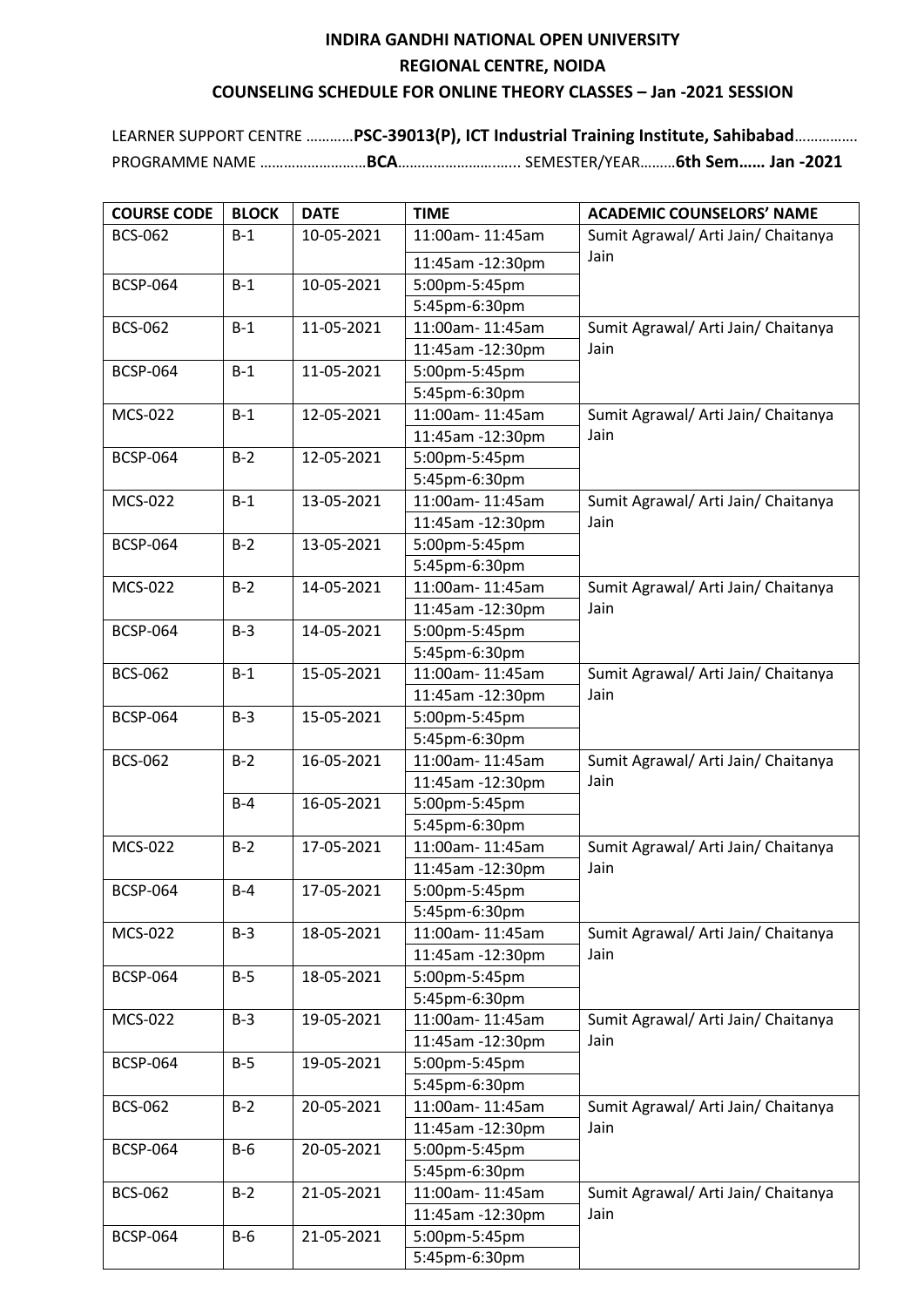# INDIRA GANDHI NATIONAL OPEN UNIVERSITY

## REGIONAL CENTRE, NOIDA

## COUNSELING SCHEDULE FOR ONLINE THEORY CLASSES – Jan -2021 SESSION

LEARNER SUPPORT CENTRE …………**PSC-39013(P), ICT Industrial Training Institute, Sahibabad**…………….

PROGRAMME NAME ………………………**BCA**……………………….... SEMESTER/YEAR………**6th Sem…… Jan -2021**

| COURSE CODE | BLOCK | DATE | TIME | ACADEMIC COUNSELORS' NAME |
|---|---|---|---|---|
| BCS-062 | B-1 | 10-05-2021 | 11:00am- 11:45am | Sumit Agrawal/ Arti Jain/ Chaitanya Jain |
| | | | 11:45am -12:30pm | |
| BCSP-064 | B-1 | 10-05-2021 | 5:00pm-5:45pm | |
| | | | 5:45pm-6:30pm | |
| BCS-062 | B-1 | 11-05-2021 | 11:00am- 11:45am | Sumit Agrawal/ Arti Jain/ Chaitanya Jain |
| | | | 11:45am -12:30pm | |
| BCSP-064 | B-1 | 11-05-2021 | 5:00pm-5:45pm | |
| | | | 5:45pm-6:30pm | |
| MCS-022 | B-1 | 12-05-2021 | 11:00am- 11:45am | Sumit Agrawal/ Arti Jain/ Chaitanya Jain |
| | | | 11:45am -12:30pm | |
| BCSP-064 | B-2 | 12-05-2021 | 5:00pm-5:45pm | |
| | | | 5:45pm-6:30pm | |
| MCS-022 | B-1 | 13-05-2021 | 11:00am- 11:45am | Sumit Agrawal/ Arti Jain/ Chaitanya Jain |
| | | | 11:45am -12:30pm | |
| BCSP-064 | B-2 | 13-05-2021 | 5:00pm-5:45pm | |
| | | | 5:45pm-6:30pm | |
| MCS-022 | B-2 | 14-05-2021 | 11:00am- 11:45am | Sumit Agrawal/ Arti Jain/ Chaitanya Jain |
| | | | 11:45am -12:30pm | |
| BCSP-064 | B-3 | 14-05-2021 | 5:00pm-5:45pm | |
| | | | 5:45pm-6:30pm | |
| BCS-062 | B-1 | 15-05-2021 | 11:00am- 11:45am | Sumit Agrawal/ Arti Jain/ Chaitanya Jain |
| | | | 11:45am -12:30pm | |
| BCSP-064 | B-3 | 15-05-2021 | 5:00pm-5:45pm | |
| | | | 5:45pm-6:30pm | |
| BCS-062 | B-2 | 16-05-2021 | 11:00am- 11:45am | Sumit Agrawal/ Arti Jain/ Chaitanya Jain |
| | | | 11:45am -12:30pm | |
| | B-4 | 16-05-2021 | 5:00pm-5:45pm | |
| | | | 5:45pm-6:30pm | |
| MCS-022 | B-2 | 17-05-2021 | 11:00am- 11:45am | Sumit Agrawal/ Arti Jain/ Chaitanya Jain |
| | | | 11:45am -12:30pm | |
| BCSP-064 | B-4 | 17-05-2021 | 5:00pm-5:45pm | |
| | | | 5:45pm-6:30pm | |
| MCS-022 | B-3 | 18-05-2021 | 11:00am- 11:45am | Sumit Agrawal/ Arti Jain/ Chaitanya Jain |
| | | | 11:45am -12:30pm | |
| BCSP-064 | B-5 | 18-05-2021 | 5:00pm-5:45pm | |
| | | | 5:45pm-6:30pm | |
| MCS-022 | B-3 | 19-05-2021 | 11:00am- 11:45am | Sumit Agrawal/ Arti Jain/ Chaitanya Jain |
| | | | 11:45am -12:30pm | |
| BCSP-064 | B-5 | 19-05-2021 | 5:00pm-5:45pm | |
| | | | 5:45pm-6:30pm | |
| BCS-062 | B-2 | 20-05-2021 | 11:00am- 11:45am | Sumit Agrawal/ Arti Jain/ Chaitanya Jain |
| | | | 11:45am -12:30pm | |
| BCSP-064 | B-6 | 20-05-2021 | 5:00pm-5:45pm | |
| | | | 5:45pm-6:30pm | |
| BCS-062 | B-2 | 21-05-2021 | 11:00am- 11:45am | Sumit Agrawal/ Arti Jain/ Chaitanya Jain |
| | | | 11:45am -12:30pm | |
| BCSP-064 | B-6 | 21-05-2021 | 5:00pm-5:45pm | |
| | | | 5:45pm-6:30pm | |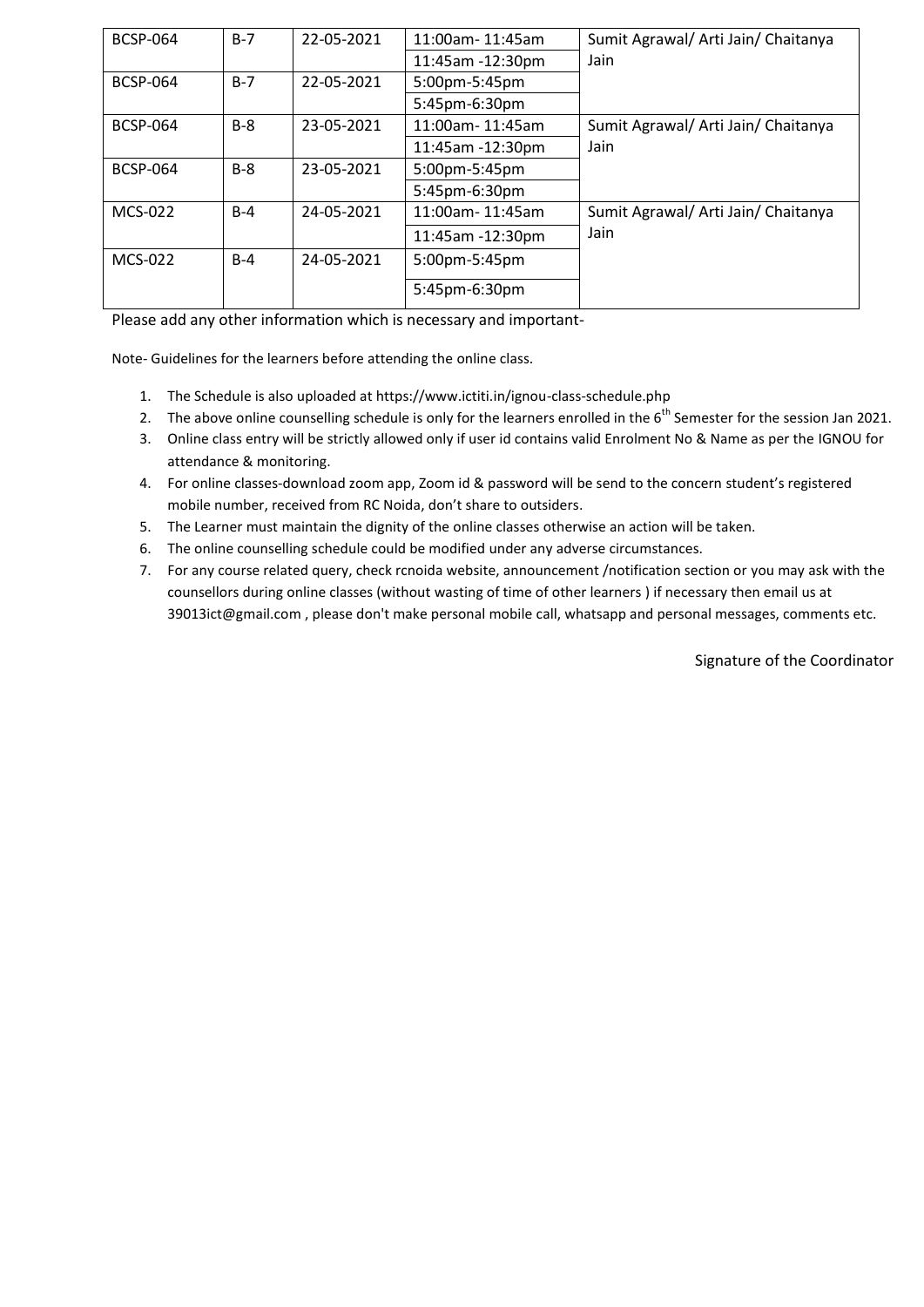| | | | | |
|---|---|---|---|---|
| BCSP-064 | B-7 | 22-05-2021 | 11:00am- 11:45am | Sumit Agrawal/ Arti Jain/ Chaitanya Jain |
| | | | 11:45am -12:30pm | |
| BCSP-064 | B-7 | 22-05-2021 | 5:00pm-5:45pm | |
| | | | 5:45pm-6:30pm | |
| BCSP-064 | B-8 | 23-05-2021 | 11:00am- 11:45am | Sumit Agrawal/ Arti Jain/ Chaitanya Jain |
| | | | 11:45am -12:30pm | |
| BCSP-064 | B-8 | 23-05-2021 | 5:00pm-5:45pm | |
| | | | 5:45pm-6:30pm | |
| MCS-022 | B-4 | 24-05-2021 | 11:00am- 11:45am | Sumit Agrawal/ Arti Jain/ Chaitanya Jain |
| | | | 11:45am -12:30pm | |
| MCS-022 | B-4 | 24-05-2021 | 5:00pm-5:45pm | |
| | | | 5:45pm-6:30pm | |

Please add any other information which is necessary and important-

Note- Guidelines for the learners before attending the online class.

1. The Schedule is also uploaded at https://www.ictiti.in/ignou-class-schedule.php
2. The above online counselling schedule is only for the learners enrolled in the 6th Semester for the session Jan 2021.
3. Online class entry will be strictly allowed only if user id contains valid Enrolment No & Name as per the IGNOU for attendance & monitoring.
4. For online classes-download zoom app, Zoom id & password will be send to the concern student's registered mobile number, received from RC Noida, don't share to outsiders.
5. The Learner must maintain the dignity of the online classes otherwise an action will be taken.
6. The online counselling schedule could be modified under any adverse circumstances.
7. For any course related query, check rcnoida website, announcement /notification section or you may ask with the counsellors during online classes (without wasting of time of other learners ) if necessary then email us at 39013ict@gmail.com , please don't make personal mobile call, whatsapp and personal messages, comments etc.

Signature of the Coordinator